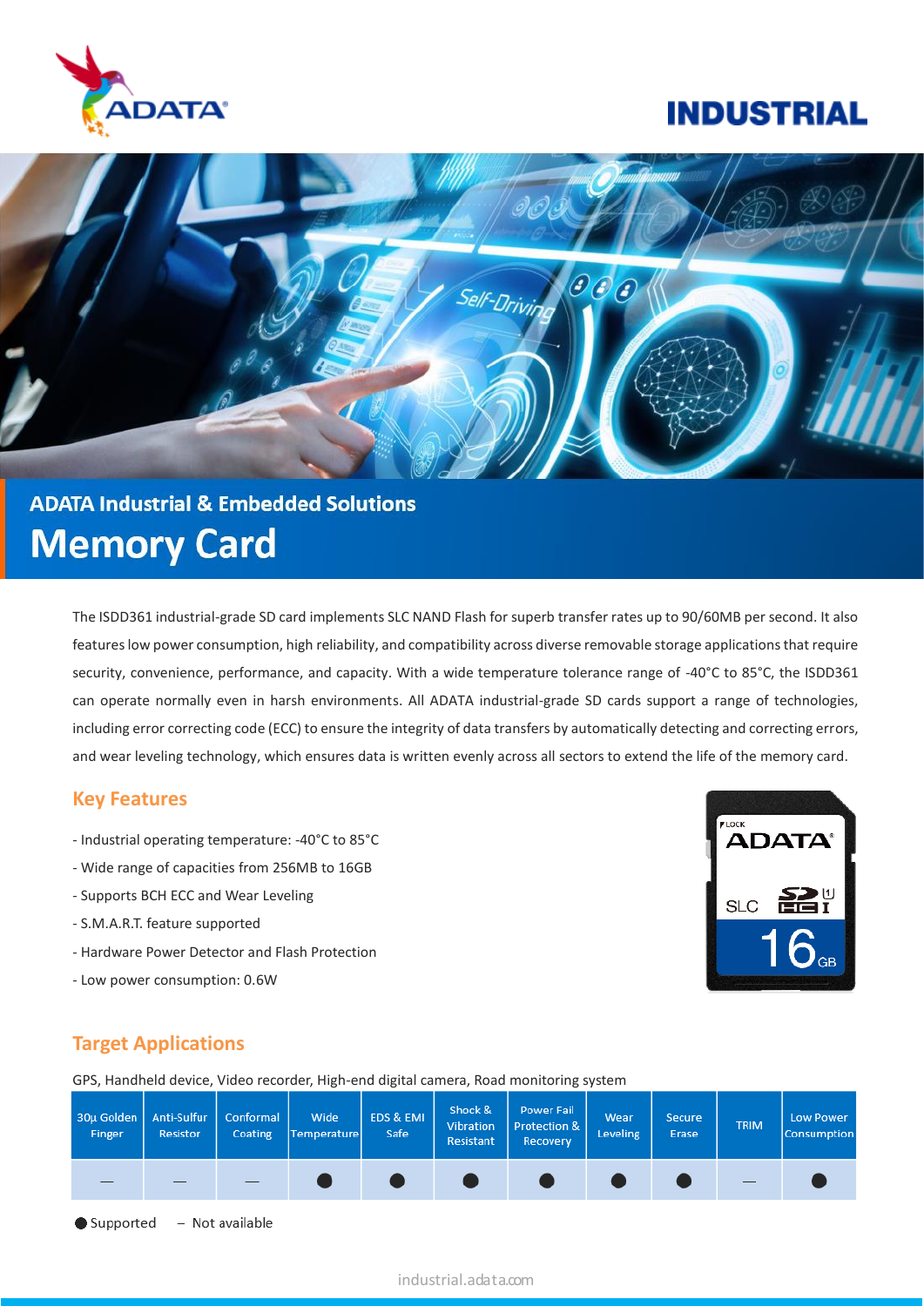ADATA

# INDUSTRIAL

## ADATA Industrial & Embedded Solutions

# Memory Card

The ISDD361 industrial-grade SD card implements SLC NAND Flash for superb transfer rates up to 90/60MB per second. It also features low power consumption, high reliability, and compatibility across diverse removable storage applications that require security, convenience, performance, and capacity. With a wide temperature tolerance range of -40°C to 85°C, the ISDD361 can operate normally even in harsh environments. All ADATA industrial-grade SD cards support a range of technologies, including error correcting code (ECC) to ensure the integrity of data transfers by automatically detecting and correcting errors, and wear leveling technology, which ensures data is written evenly across all sectors to extend the life of the memory card.

## Key Features

- Industrial operating temperature: -40°C to 85°C
- Wide range of capacities from 256MB to 16GB
- Supports BCH ECC and Wear Leveling
- S.M.A.R.T. feature supported
- Hardware Power Detector and Flash Protection
- Low power consumption: 0.6W

## Target Applications

GPS, Handheld device, Video recorder, High-end digital camera, Road monitoring system

| 30μ Golden Finger | Anti-Sulfur Resistor | Conformal Coating | Wide Temperature | EDS & EMI Safe | Shock & Vibration Resistant | Power Fail Protection & Recovery | Wear Leveling | Secure Erase | TRIM | Low Power Consumption |
|---|---|---|---|---|---|---|---|---|---|---|
| — | — | — | ● | ● | ● | ● | ● | ● | — | ● |

● Supported – Not available

industrial.adata.com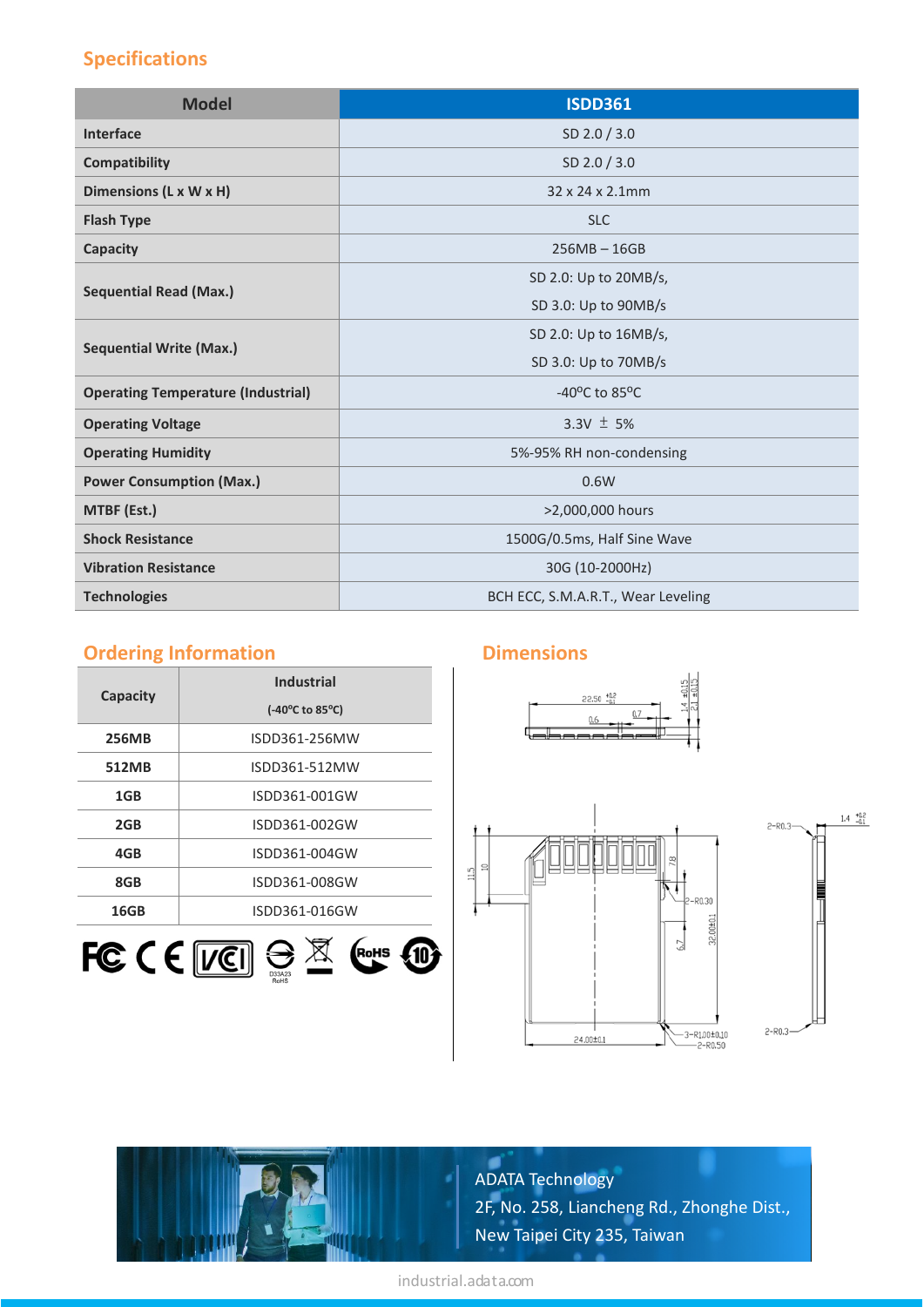## Specifications

| Model | ISDD361 |
|---|---|
| Interface | SD 2.0 / 3.0 |
| Compatibility | SD 2.0 / 3.0 |
| Dimensions (L x W x H) | 32 x 24 x 2.1mm |
| Flash Type | SLC |
| Capacity | 256MB – 16GB |
| Sequential Read (Max.) | SD 2.0: Up to 20MB/s,<br>SD 3.0: Up to 90MB/s |
| Sequential Write (Max.) | SD 2.0: Up to 16MB/s,<br>SD 3.0: Up to 70MB/s |
| Operating Temperature (Industrial) | -40ºC to 85ºC |
| Operating Voltage | 3.3V ± 5% |
| Operating Humidity | 5%-95% RH non-condensing |
| Power Consumption (Max.) | 0.6W |
| MTBF (Est.) | >2,000,000 hours |
| Shock Resistance | 1500G/0.5ms, Half Sine Wave |
| Vibration Resistance | 30G (10-2000Hz) |
| Technologies | BCH ECC, S.M.A.R.T., Wear Leveling |

## Ordering Information

| Capacity | Industrial (-40ºC to 85ºC) |
|---|---|
| 256MB | ISDD361-256MW |
| 512MB | ISDD361-512MW |
| 1GB | ISDD361-001GW |
| 2GB | ISDD361-002GW |
| 4GB | ISDD361-004GW |
| 8GB | ISDD361-008GW |
| 16GB | ISDD361-016GW |

## Dimensions

22.50 +0.2/-0.1
0.6
0.7
1.4 ±0.15
2.1 ±0.15
11.5
10
7.8
2-R0.30
6.7
32.00±0.1
24.00±0.1
3-R1.00±0.10
2-R0.50
2-R0.3
1.4 +0.2/-0.1
2-R0.3

ADATA Technology
2F, No. 258, Liancheng Rd., Zhonghe Dist.,
New Taipei City 235, Taiwan

industrial.adata.com